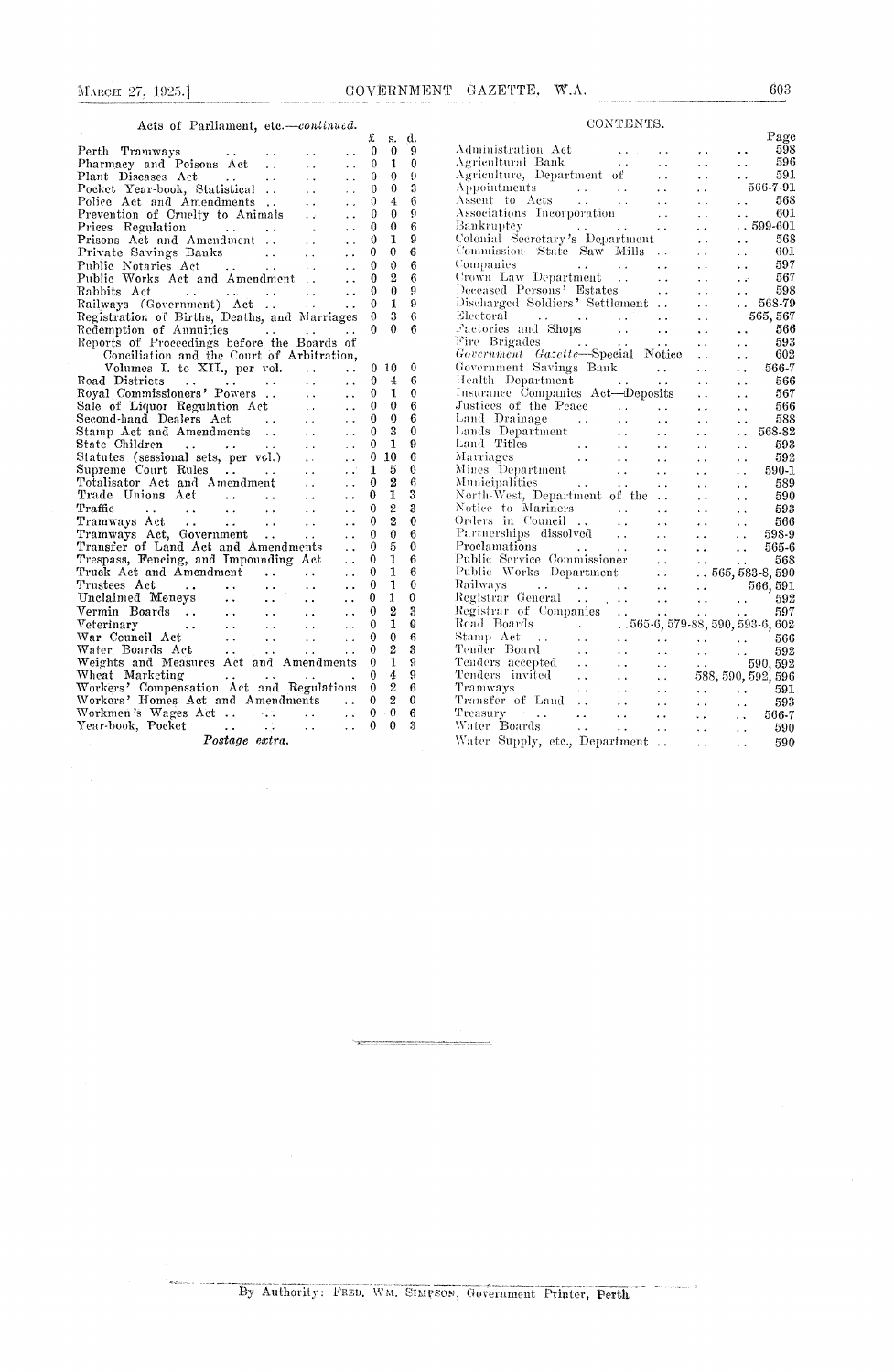Acts of Parliament, etc.—*continued.*

| | £ | s. | d. |
|---|---|---|---|
| Perth Tramways | 0 | 0 | 9 |
| Pharmacy and Poisons Act | 0 | 1 | 0 |
| Plant Diseases Act | 0 | 0 | 9 |
| Pocket Year-book, Statistical | 0 | 0 | 3 |
| Police Act and Amendments | 0 | 4 | 6 |
| Prevention of Cruelty to Animals | 0 | 0 | 9 |
| Prices Regulation | 0 | 0 | 6 |
| Prisons Act and Amendment | 0 | 1 | 9 |
| Private Savings Banks | 0 | 0 | 6 |
| Public Notaries Act | 0 | 0 | 6 |
| Public Works Act and Amendment | 0 | 2 | 6 |
| Rabbits Act | 0 | 0 | 9 |
| Railways (Government) Act | 0 | 1 | 9 |
| Registration of Births, Deaths, and Marriages | 0 | 3 | 6 |
| Redemption of Annuities | 0 | 0 | 6 |
| Reports of Proceedings before the Boards of Conciliation and the Court of Arbitration, Volumes I. to XII., per vol. | 0 | 10 | 0 |
| Road Districts | 0 | 4 | 6 |
| Royal Commissioners' Powers | 0 | 1 | 0 |
| Sale of Liquor Regulation Act | 0 | 0 | 6 |
| Second-hand Dealers Act | 0 | 0 | 6 |
| Stamp Act and Amendments | 0 | 3 | 0 |
| State Children | 0 | 1 | 9 |
| Statutes (sessional sets, per vol.) | 0 | 10 | 6 |
| Supreme Court Rules | 1 | 5 | 0 |
| Totalisator Act and Amendment | 0 | 2 | 6 |
| Trade Unions Act | 0 | 1 | 3 |
| Traffic | 0 | 2 | 3 |
| Tramways Act | 0 | 2 | 0 |
| Tramways Act, Government | 0 | 0 | 6 |
| Transfer of Land Act and Amendments | 0 | 5 | 0 |
| Trespass, Fencing, and Impounding Act | 0 | 1 | 6 |
| Truck Act and Amendment | 0 | 1 | 6 |
| Trustees Act | 0 | 1 | 0 |
| Unclaimed Moneys | 0 | 1 | 0 |
| Vermin Boards | 0 | 2 | 3 |
| Veterinary | 0 | 1 | 9 |
| War Council Act | 0 | 0 | 6 |
| Water Boards Act | 0 | 2 | 3 |
| Weights and Measures Act and Amendments | 0 | 1 | 9 |
| Wheat Marketing | 0 | 4 | 9 |
| Workers' Compensation Act and Regulations | 0 | 2 | 6 |
| Workers' Homes Act and Amendments | 0 | 2 | 0 |
| Workmen's Wages Act | 0 | 0 | 6 |
| Year-book, Pocket | 0 | 0 | 3 |

*Postage extra.*

## CONTENTS.

| | Page |
|---|---|
| Administration Act | 598 |
| Agricultural Bank | 596 |
| Agriculture, Department of | 591 |
| Appointments | 566-7-91 |
| Assent to Acts | 568 |
| Associations Incorporation | 601 |
| Bankruptcy | 599-601 |
| Colonial Secretary's Department | 568 |
| Commission—State Saw Mills | 601 |
| Companies | 597 |
| Crown Law Department | 567 |
| Deceased Persons' Estates | 598 |
| Discharged Soldiers' Settlement | 568-79 |
| Electoral | 565, 567 |
| Factories and Shops | 566 |
| Fire Brigades | 593 |
| *Government Gazette*—Special Notice | 602 |
| Government Savings Bank | 566-7 |
| Health Department | 566 |
| Insurance Companies Act—Deposits | 567 |
| Justices of the Peace | 566 |
| Land Drainage | 588 |
| Lands Department | 568-82 |
| Land Titles | 593 |
| Marriages | 592 |
| Mines Department | 590-1 |
| Municipalities | 589 |
| North-West, Department of the | 590 |
| Notice to Mariners | 593 |
| Orders in Council | 566 |
| Partnerships dissolved | 598-9 |
| Proclamations | 565-6 |
| Public Service Commissioner | 568 |
| Public Works Department | 565, 583-8, 590 |
| Railways | 566, 591 |
| Registrar General | 592 |
| Registrar of Companies | 597 |
| Road Boards | 565-6, 579-88, 590, 593-6, 602 |
| Stamp Act | 566 |
| Tender Board | 592 |
| Tenders accepted | 590, 592 |
| Tenders invited | 588, 590, 592, 596 |
| Tramways | 591 |
| Transfer of Land | 593 |
| Treasury | 566-7 |
| Water Boards | 590 |
| Water Supply, etc., Department | 590 |

By Authority: FRED. WM. SIMPSON, Government Printer, Perth.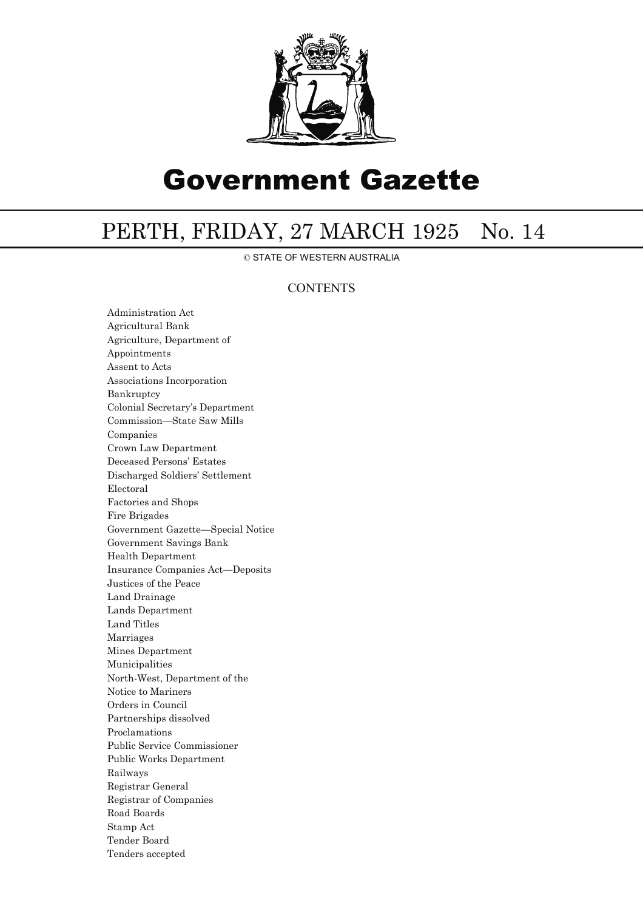# Government Gazette

## PERTH, FRIDAY, 27 MARCH 1925 No. 14

© STATE OF WESTERN AUSTRALIA

### CONTENTS

Administration Act
Agricultural Bank
Agriculture, Department of
Appointments
Assent to Acts
Associations Incorporation
Bankruptcy
Colonial Secretary's Department
Commission—State Saw Mills
Companies
Crown Law Department
Deceased Persons' Estates
Discharged Soldiers' Settlement
Electoral
Factories and Shops
Fire Brigades
Government Gazette—Special Notice
Government Savings Bank
Health Department
Insurance Companies Act—Deposits
Justices of the Peace
Land Drainage
Lands Department
Land Titles
Marriages
Mines Department
Municipalities
North-West, Department of the
Notice to Mariners
Orders in Council
Partnerships dissolved
Proclamations
Public Service Commissioner
Public Works Department
Railways
Registrar General
Registrar of Companies
Road Boards
Stamp Act
Tender Board
Tenders accepted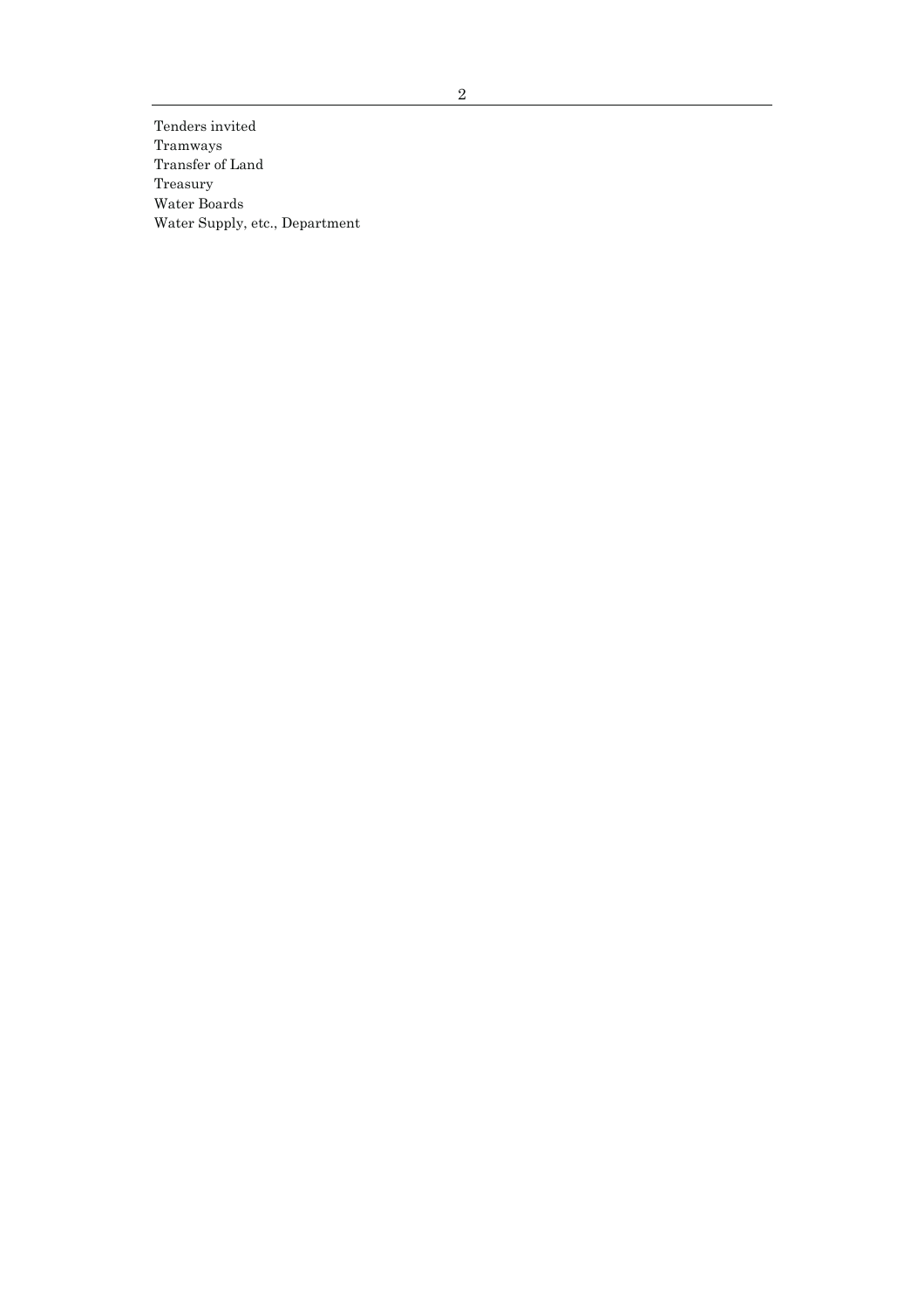Tenders invited
Tramways
Transfer of Land
Treasury
Water Boards
Water Supply, etc., Department